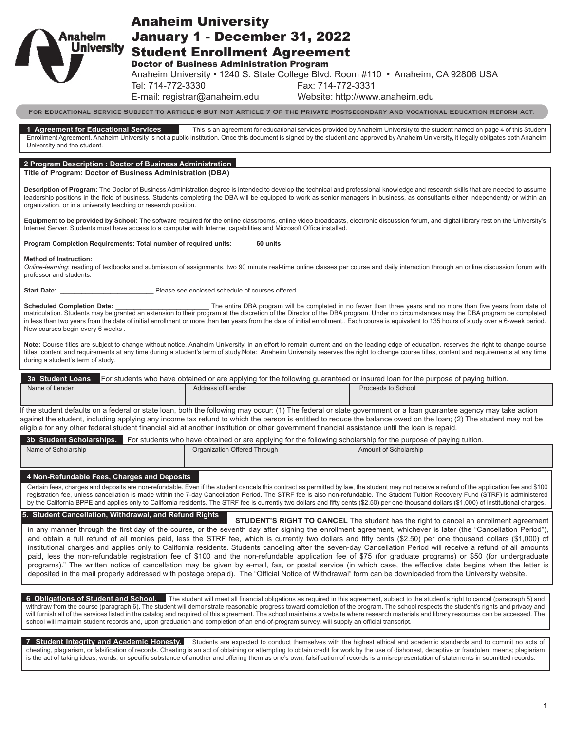# Anaheim University
# January 1 - December 31, 2022
# Student Enrollment Agreement

**Doctor of Business Administration Program**

Anaheim University • 1240 S. State College Blvd. Room #110 • Anaheim, CA 92806 USA
Tel: 714-772-3330 Fax: 714-772-3331
E-mail: registrar@anaheim.edu Website: http://www.anaheim.edu

For Educational Service Subject To Article 6 But Not Article 7 Of The Private Postsecondary And Vocational Education Reform Act.

## 1 Agreement for Educational Services

This is an agreement for educational services provided by Anaheim University to the student named on page 4 of this Student Enrollment Agreement. Anaheim University is not a public institution. Once this document is signed by the student and approved by Anaheim University, it legally obligates both Anaheim University and the student.

## 2 Program Description : Doctor of Business Administration

**Title of Program: Doctor of Business Administration (DBA)**

**Description of Program:** The Doctor of Business Administration degree is intended to develop the technical and professional knowledge and research skills that are needed to assume leadership positions in the field of business. Students completing the DBA will be equipped to work as senior managers in business, as consultants either independently or within an organization, or in a university teaching or research position.

**Equipment to be provided by School:** The software required for the online classrooms, online video broadcasts, electronic discussion forum, and digital library rest on the University's Internet Server. Students must have access to a computer with Internet capabilities and Microsoft Office installed.

**Program Completion Requirements: Total number of required units: 60 units**

**Method of Instruction:**
*Online-learning*: reading of textbooks and submission of assignments, two 90 minute real-time online classes per course and daily interaction through an online discussion forum with professor and students.

**Start Date:** _________________________ Please see enclosed schedule of courses offered.

**Scheduled Completion Date:** _________________________ The entire DBA program will be completed in no fewer than three years and no more than five years from date of matriculation. Students may be granted an extension to their program at the discretion of the Director of the DBA program. Under no circumstances may the DBA program be completed in less than two years from the date of initial enrollment or more than ten years from the date of initial enrollment.. Each course is equivalent to 135 hours of study over a 6-week period. New courses begin every 6 weeks .

**Note:** Course titles are subject to change without notice. Anaheim University, in an effort to remain current and on the leading edge of education, reserves the right to change course titles, content and requirements at any time during a student's term of study.Note: Anaheim University reserves the right to change course titles, content and requirements at any time during a student's term of study.

## 3a Student Loans

For students who have obtained or are applying for the following guaranteed or insured loan for the purpose of paying tuition.

| Name of Lender | Address of Lender | Proceeds to School |
|---|---|---|
| | | |

If the student defaults on a federal or state loan, both the following may occur: (1) The federal or state government or a loan guarantee agency may take action against the student, including applying any income tax refund to which the person is entitled to reduce the balance owed on the loan; (2) The student may not be eligible for any other federal student financial aid at another institution or other government financial assistance until the loan is repaid.

## 3b Student Scholarships.

For students who have obtained or are applying for the following scholarship for the purpose of paying tuition.

| Name of Scholarship | Organization Offered Through | Amount of Scholarship |
|---|---|---|
| | | |

## 4 Non-Refundable Fees, Charges and Deposits

Certain fees, charges and deposits are non-refundable. Even if the student cancels this contract as permitted by law, the student may not receive a refund of the application fee and $100 registration fee, unless cancellation is made within the 7-day Cancellation Period. The STRF fee is also non-refundable. The Student Tuition Recovery Fund (STRF) is administered by the California BPPE and applies only to California residents. The STRF fee is currently two dollars and fifty cents ($2.50) per one thousand dollars ($1,000) of institutional charges.

## 5. Student Cancellation, Withdrawal, and Refund Rights

**STUDENT'S RIGHT TO CANCEL** The student has the right to cancel an enrollment agreement in any manner through the first day of the course, or the seventh day after signing the enrollment agreement, whichever is later (the "Cancellation Period"), and obtain a full refund of all monies paid, less the STRF fee, which is currently two dollars and fifty cents ($2.50) per one thousand dollars ($1,000) of institutional charges and applies only to California residents. Students canceling after the seven-day Cancellation Period will receive a refund of all amounts paid, less the non-refundable registration fee of $100 and the non-refundable application fee of $75 (for graduate programs) or $50 (for undergraduate programs)." The written notice of cancellation may be given by e-mail, fax, or postal service (in which case, the effective date begins when the letter is deposited in the mail properly addressed with postage prepaid). The "Official Notice of Withdrawal" form can be downloaded from the University website.

## 6 Obligations of Student and School.

The student will meet all financial obligations as required in this agreement, subject to the student's right to cancel (paragraph 5) and withdraw from the course (paragraph 6). The student will demonstrate reasonable progress toward completion of the program. The school respects the student's rights and privacy and will furnish all of the services listed in the catalog and required of this agreement. The school maintains a website where research materials and library resources can be accessed. The school will maintain student records and, upon graduation and completion of an end-of-program survey, will supply an official transcript.

## 7 Student Integrity and Academic Honesty.

Students are expected to conduct themselves with the highest ethical and academic standards and to commit no acts of cheating, plagiarism, or falsification of records. Cheating is an act of obtaining or attempting to obtain credit for work by the use of dishonest, deceptive or fraudulent means; plagiarism is the act of taking ideas, words, or specific substance of another and offering them as one's own; falsification of records is a misrepresentation of statements in submitted records.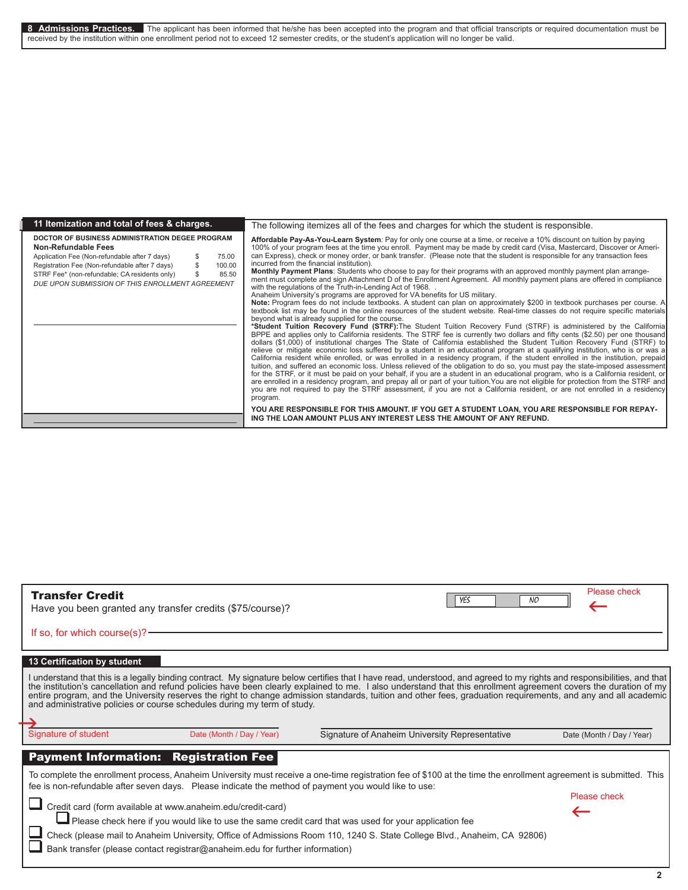**8 Admissions Practices.** The applicant has been informed that he/she has been accepted into the program and that official transcripts or required documentation must be received by the institution within one enrollment period not to exceed 12 semester credits, or the student's application will no longer be valid.

## 11 Itemization and total of fees & charges.

The following itemizes all of the fees and charges for which the student is responsible.

**DOCTOR OF BUSINESS ADMINISTRATION DEGEE PROGRAM**

**Non-Refundable Fees**

| | | |
|---|---|---|
| Application Fee (Non-refundable after 7 days) | $ | 75.00 |
| Registration Fee (Non-refundable after 7 days) | $ | 100.00 |
| STRF Fee* (non-refundable; CA residents only) | $ | 85.50 |

*DUE UPON SUBMISSION OF THIS ENROLLMENT AGREEMENT*

**Affordable Pay-As-You-Learn System**: Pay for only one course at a time, or receive a 10% discount on tuition by paying 100% of your program fees at the time you enroll. Payment may be made by credit card (Visa, Mastercard, Discover or American Express), check or money order, or bank transfer. (Please note that the student is responsible for any transaction fees incurred from the financial institution).

**Monthly Payment Plans**: Students who choose to pay for their programs with an approved monthly payment plan arrangement must complete and sign Attachment D of the Enrollment Agreement. All monthly payment plans are offered in compliance with the regulations of the Truth-in-Lending Act of 1968. .

Anaheim University's programs are approved for VA benefits for US military.

**Note:** Program fees do not include textbooks. A student can plan on approximately $200 in textbook purchases per course. A textbook list may be found in the online resources of the student website. Real-time classes do not require specific materials beyond what is already supplied for the course.

***Student Tuition Recovery Fund (STRF):** The Student Tuition Recovery Fund (STRF) is administered by the California BPPE and applies only to California residents. The STRF fee is currently two dollars and fifty cents ($2.50) per one thousand dollars ($1,000) of institutional charges The State of California established the Student Tuition Recovery Fund (STRF) to relieve or mitigate economic loss suffered by a student in an educational program at a qualifying institution, who is or was a California resident while enrolled, or was enrolled in a residency program, if the student enrolled in the institution, prepaid tuition, and suffered an economic loss. Unless relieved of the obligation to do so, you must pay the state-imposed assessment for the STRF, or it must be paid on your behalf, if you are a student in an educational program, who is a California resident, or are enrolled in a residency program, and prepay all or part of your tuition.You are not eligible for protection from the STRF and you are not required to pay the STRF assessment, if you are not a California resident, or are not enrolled in a residency program.

**YOU ARE RESPONSIBLE FOR THIS AMOUNT. IF YOU GET A STUDENT LOAN, YOU ARE RESPONSIBLE FOR REPAYING THE LOAN AMOUNT PLUS ANY INTEREST LESS THE AMOUNT OF ANY REFUND.**

## Transfer Credit

Have you been granted any transfer credits ($75/course)? YES NO ← Please check

If so, for which course(s)? ______________________________

## 13 Certification by student

I understand that this is a legally binding contract. My signature below certifies that I have read, understood, and agreed to my rights and responsibilities, and that the institution's cancellation and refund policies have been clearly explained to me. I also understand that this enrollment agreement covers the duration of my entire program, and the University reserves the right to change admission standards, tuition and other fees, graduation requirements, and any and all academic and administrative policies or course schedules during my term of study.

Signature of student ______ Date (Month / Day / Year) ______ Signature of Anaheim University Representative ______ Date (Month / Day / Year) ______

## Payment Information: Registration Fee

To complete the enrollment process, Anaheim University must receive a one-time registration fee of $100 at the time the enrollment agreement is submitted. This fee is non-refundable after seven days. Please indicate the method of payment you would like to use:

← Please check

- ☐ Credit card (form available at www.anaheim.edu/credit-card)
  - ☐ Please check here if you would like to use the same credit card that was used for your application fee
- ☐ Check (please mail to Anaheim University, Office of Admissions Room 110, 1240 S. State College Blvd., Anaheim, CA 92806)
- ☐ Bank transfer (please contact registrar@anaheim.edu for further information)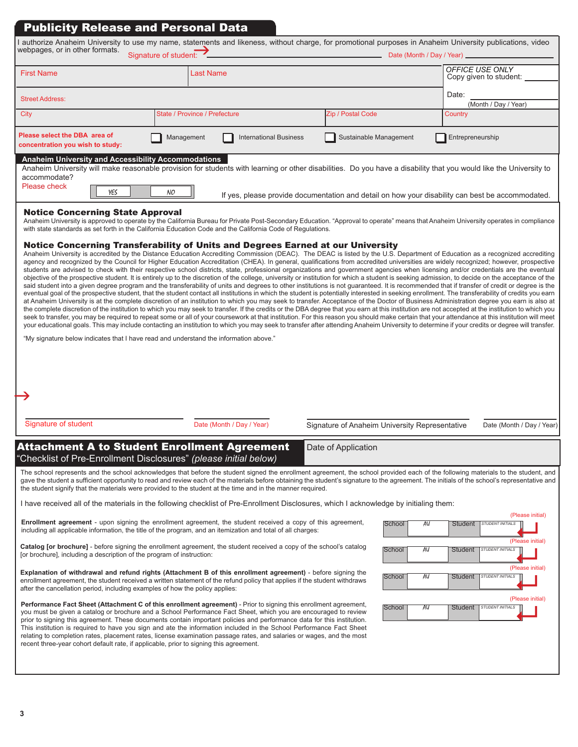## Publicity Release and Personal Data

I authorize Anaheim University to use my name, statements and likeness, without charge, for promotional purposes in Anaheim University publications, video webpages, or in other formats.

Signature of student: ________________________ Date (Month / Day / Year) ____________

| First Name | Last Name | OFFICE USE ONLY<br>Copy given to student: ______ |
|---|---|---|
| Street Address: | | Date: ________ (Month / Day / Year) |

| City | State / Province / Prefecture | Zip / Postal Code | Country |
|---|---|---|---|
| | | | |

**Please select the DBA area of concentration you wish to study:**

- ☐ Management
- ☐ International Business
- ☐ Sustainable Management
- ☐ Entrepreneurship

### Anaheim University and Accessibility Accommodations

Anaheim University will make reasonable provision for students with learning or other disabilities. Do you have a disability that you would like the University to accommodate?

Please check ☐ YES ☐ NO

If yes, please provide documentation and detail on how your disability can best be accommodated.

### Notice Concerning State Approval

Anaheim University is approved to operate by the California Bureau for Private Post-Secondary Education. "Approval to operate" means that Anaheim University operates in compliance with state standards as set forth in the California Education Code and the California Code of Regulations.

### Notice Concerning Transferability of Units and Degrees Earned at our University

Anaheim University is accredited by the Distance Education Accrediting Commission (DEAC). The DEAC is listed by the U.S. Department of Education as a recognized accrediting agency and recognized by the Council for Higher Education Accreditation (CHEA). In general, qualifications from accredited universities are widely recognized; however, prospective students are advised to check with their respective school districts, state, professional organizations and government agencies when licensing and/or credentials are the eventual objective of the prospective student. It is entirely up to the discretion of the college, university or institution for which a student is seeking admission, to decide on the acceptance of the said student into a given degree program and the transferability of units and degrees to other institutions is not guaranteed. It is recommended that if transfer of credit or degree is the eventual goal of the prospective student, that the student contact all institutions in which the student is potentially interested in seeking enrollment. The transferability of credits you earn at Anaheim University is at the complete discretion of an institution to which you may seek to transfer. Acceptance of the Doctor of Business Administration degree you earn is also at the complete discretion of the institution to which you may seek to transfer. If the credits or the DBA degree that you earn at this institution are not accepted at the institution to which you seek to transfer, you may be required to repeat some or all of your coursework at that institution. For this reason you should make certain that your attendance at this institution will meet your educational goals. This may include contacting an institution to which you may seek to transfer after attending Anaheim University to determine if your credits or degree will transfer.

"My signature below indicates that I have read and understand the information above."

Signature of student ____________ Date (Month / Day / Year) ____________ Signature of Anaheim University Representative ____________ Date (Month / Day / Year) ____________

## Attachment A to Student Enrollment Agreement

"Checklist of Pre-Enrollment Disclosures" *(please initial below)*

Date of Application

The school represents and the school acknowledges that before the student signed the enrollment agreement, the school provided each of the following materials to the student, and gave the student a sufficient opportunity to read and review each of the materials before obtaining the student's signature to the agreement. The initials of the school's representative and the student signify that the materials were provided to the student at the time and in the manner required.

I have received all of the materials in the following checklist of Pre-Enrollment Disclosures, which I acknowledge by initialing them:

**Enrollment agreement** - upon signing the enrollment agreement, the student received a copy of this agreement, including all applicable information, the title of the program, and an itemization and total of all charges:

School: AU — Student: ______ (STUDENT INITIALS) (Please initial)

**Catalog [or brochure]** - before signing the enrollment agreement, the student received a copy of the school's catalog [or brochure], including a description of the program of instruction:

School: AU — Student: ______ (STUDENT INITIALS) (Please initial)

**Explanation of withdrawal and refund rights (Attachment B of this enrollment agreement)** - before signing the enrollment agreement, the student received a written statement of the refund policy that applies if the student withdraws after the cancellation period, including examples of how the policy applies:

School: AU — Student: ______ (STUDENT INITIALS) (Please initial)

**Performance Fact Sheet (Attachment C of this enrollment agreement)** - Prior to signing this enrollment agreement, you must be given a catalog or brochure and a School Performance Fact Sheet, which you are encouraged to review prior to signing this agreement. These documents contain important policies and performance data for this institution. This institution is required to have you sign and ate the information included in the School Performance Fact Sheet relating to completion rates, placement rates, license examination passage rates, and salaries or wages, and the most recent three-year cohort default rate, if applicable, prior to signing this agreement.

School: AU — Student: ______ (STUDENT INITIALS) (Please initial)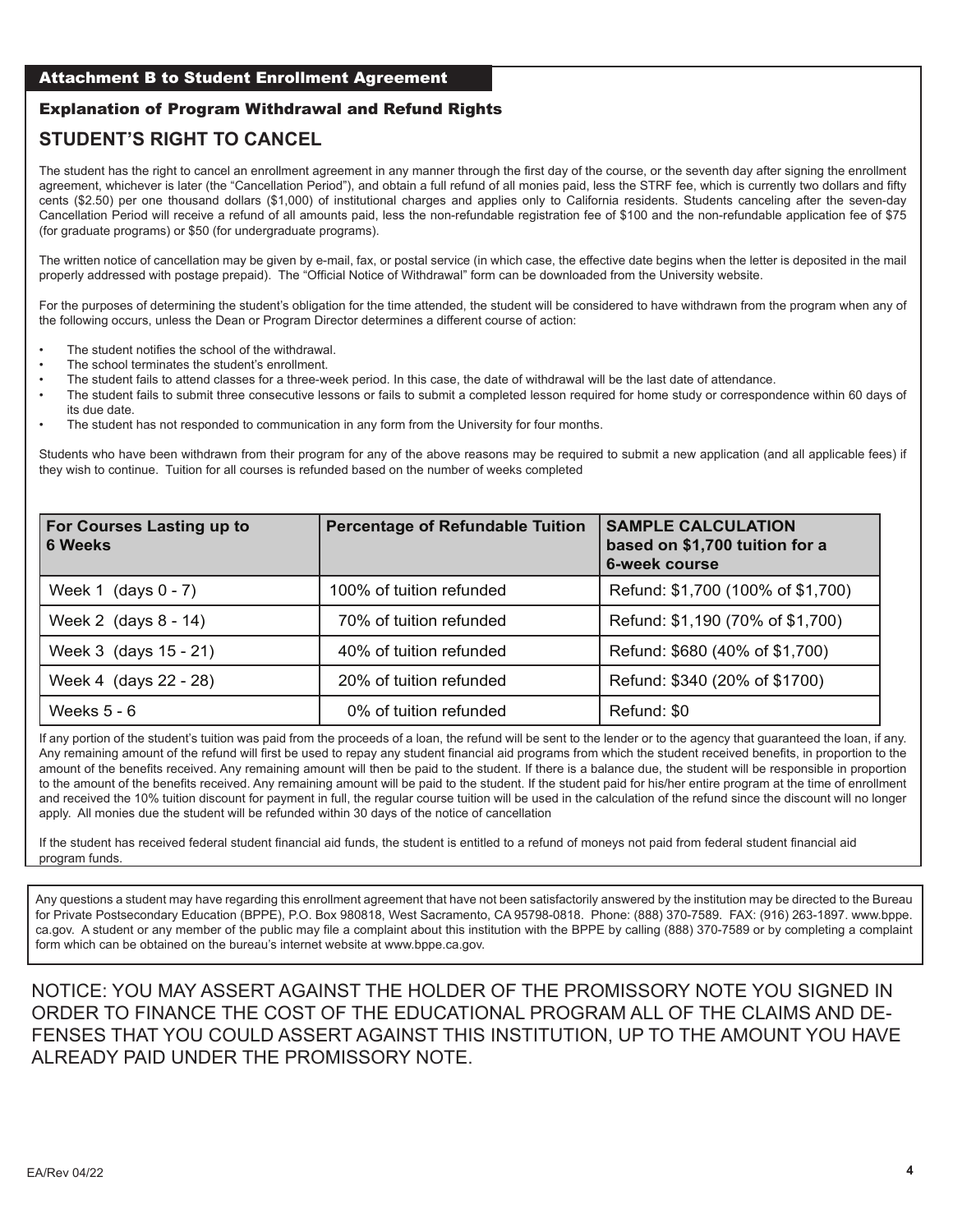## Attachment B to Student Enrollment Agreement

### Explanation of Program Withdrawal and Refund Rights

## STUDENT'S RIGHT TO CANCEL

The student has the right to cancel an enrollment agreement in any manner through the first day of the course, or the seventh day after signing the enrollment agreement, whichever is later (the "Cancellation Period"), and obtain a full refund of all monies paid, less the STRF fee, which is currently two dollars and fifty cents ($2.50) per one thousand dollars ($1,000) of institutional charges and applies only to California residents. Students canceling after the seven-day Cancellation Period will receive a refund of all amounts paid, less the non-refundable registration fee of $100 and the non-refundable application fee of $75 (for graduate programs) or $50 (for undergraduate programs).

The written notice of cancellation may be given by e-mail, fax, or postal service (in which case, the effective date begins when the letter is deposited in the mail properly addressed with postage prepaid). The "Official Notice of Withdrawal" form can be downloaded from the University website.

For the purposes of determining the student's obligation for the time attended, the student will be considered to have withdrawn from the program when any of the following occurs, unless the Dean or Program Director determines a different course of action:

- The student notifies the school of the withdrawal.
- The school terminates the student's enrollment.
- The student fails to attend classes for a three-week period. In this case, the date of withdrawal will be the last date of attendance.
- The student fails to submit three consecutive lessons or fails to submit a completed lesson required for home study or correspondence within 60 days of its due date.
- The student has not responded to communication in any form from the University for four months.

Students who have been withdrawn from their program for any of the above reasons may be required to submit a new application (and all applicable fees) if they wish to continue. Tuition for all courses is refunded based on the number of weeks completed

| For Courses Lasting up to 6 Weeks | Percentage of Refundable Tuition | SAMPLE CALCULATION based on $1,700 tuition for a 6-week course |
|---|---|---|
| Week 1 (days 0 - 7) | 100% of tuition refunded | Refund: $1,700 (100% of $1,700) |
| Week 2 (days 8 - 14) | 70% of tuition refunded | Refund: $1,190 (70% of $1,700) |
| Week 3 (days 15 - 21) | 40% of tuition refunded | Refund: $680 (40% of $1,700) |
| Week 4 (days 22 - 28) | 20% of tuition refunded | Refund: $340 (20% of $1700) |
| Weeks 5 - 6 | 0% of tuition refunded | Refund: $0 |

If any portion of the student's tuition was paid from the proceeds of a loan, the refund will be sent to the lender or to the agency that guaranteed the loan, if any. Any remaining amount of the refund will first be used to repay any student financial aid programs from which the student received benefits, in proportion to the amount of the benefits received. Any remaining amount will then be paid to the student. If there is a balance due, the student will be responsible in proportion to the amount of the benefits received. Any remaining amount will be paid to the student. If the student paid for his/her entire program at the time of enrollment and received the 10% tuition discount for payment in full, the regular course tuition will be used in the calculation of the refund since the discount will no longer apply. All monies due the student will be refunded within 30 days of the notice of cancellation

If the student has received federal student financial aid funds, the student is entitled to a refund of moneys not paid from federal student financial aid program funds.

Any questions a student may have regarding this enrollment agreement that have not been satisfactorily answered by the institution may be directed to the Bureau for Private Postsecondary Education (BPPE), P.O. Box 980818, West Sacramento, CA 95798-0818. Phone: (888) 370-7589. FAX: (916) 263-1897. www.bppe.ca.gov. A student or any member of the public may file a complaint about this institution with the BPPE by calling (888) 370-7589 or by completing a complaint form which can be obtained on the bureau's internet website at www.bppe.ca.gov.

NOTICE: YOU MAY ASSERT AGAINST THE HOLDER OF THE PROMISSORY NOTE YOU SIGNED IN ORDER TO FINANCE THE COST OF THE EDUCATIONAL PROGRAM ALL OF THE CLAIMS AND DEFENSES THAT YOU COULD ASSERT AGAINST THIS INSTITUTION, UP TO THE AMOUNT YOU HAVE ALREADY PAID UNDER THE PROMISSORY NOTE.

EA/Rev 04/22